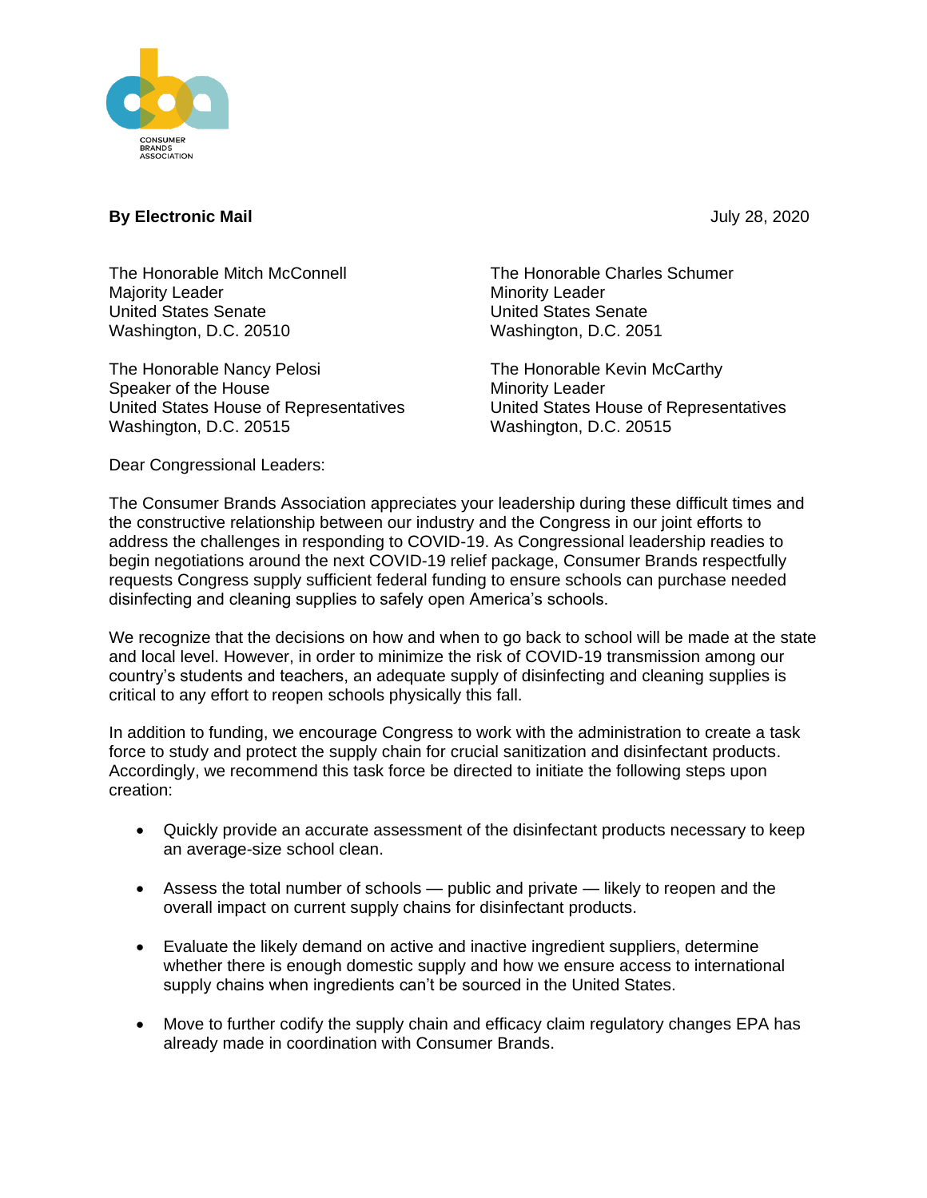CONSUMER BRANDS ASSOCIATION

**By Electronic Mail**

July 28, 2020

The Honorable Mitch McConnell
Majority Leader
United States Senate
Washington, D.C. 20510

The Honorable Charles Schumer
Minority Leader
United States Senate
Washington, D.C. 2051

The Honorable Nancy Pelosi
Speaker of the House
United States House of Representatives
Washington, D.C. 20515

The Honorable Kevin McCarthy
Minority Leader
United States House of Representatives
Washington, D.C. 20515

Dear Congressional Leaders:

The Consumer Brands Association appreciates your leadership during these difficult times and the constructive relationship between our industry and the Congress in our joint efforts to address the challenges in responding to COVID-19. As Congressional leadership readies to begin negotiations around the next COVID-19 relief package, Consumer Brands respectfully requests Congress supply sufficient federal funding to ensure schools can purchase needed disinfecting and cleaning supplies to safely open America's schools.

We recognize that the decisions on how and when to go back to school will be made at the state and local level. However, in order to minimize the risk of COVID-19 transmission among our country's students and teachers, an adequate supply of disinfecting and cleaning supplies is critical to any effort to reopen schools physically this fall.

In addition to funding, we encourage Congress to work with the administration to create a task force to study and protect the supply chain for crucial sanitization and disinfectant products. Accordingly, we recommend this task force be directed to initiate the following steps upon creation:

- Quickly provide an accurate assessment of the disinfectant products necessary to keep an average-size school clean.
- Assess the total number of schools — public and private — likely to reopen and the overall impact on current supply chains for disinfectant products.
- Evaluate the likely demand on active and inactive ingredient suppliers, determine whether there is enough domestic supply and how we ensure access to international supply chains when ingredients can't be sourced in the United States.
- Move to further codify the supply chain and efficacy claim regulatory changes EPA has already made in coordination with Consumer Brands.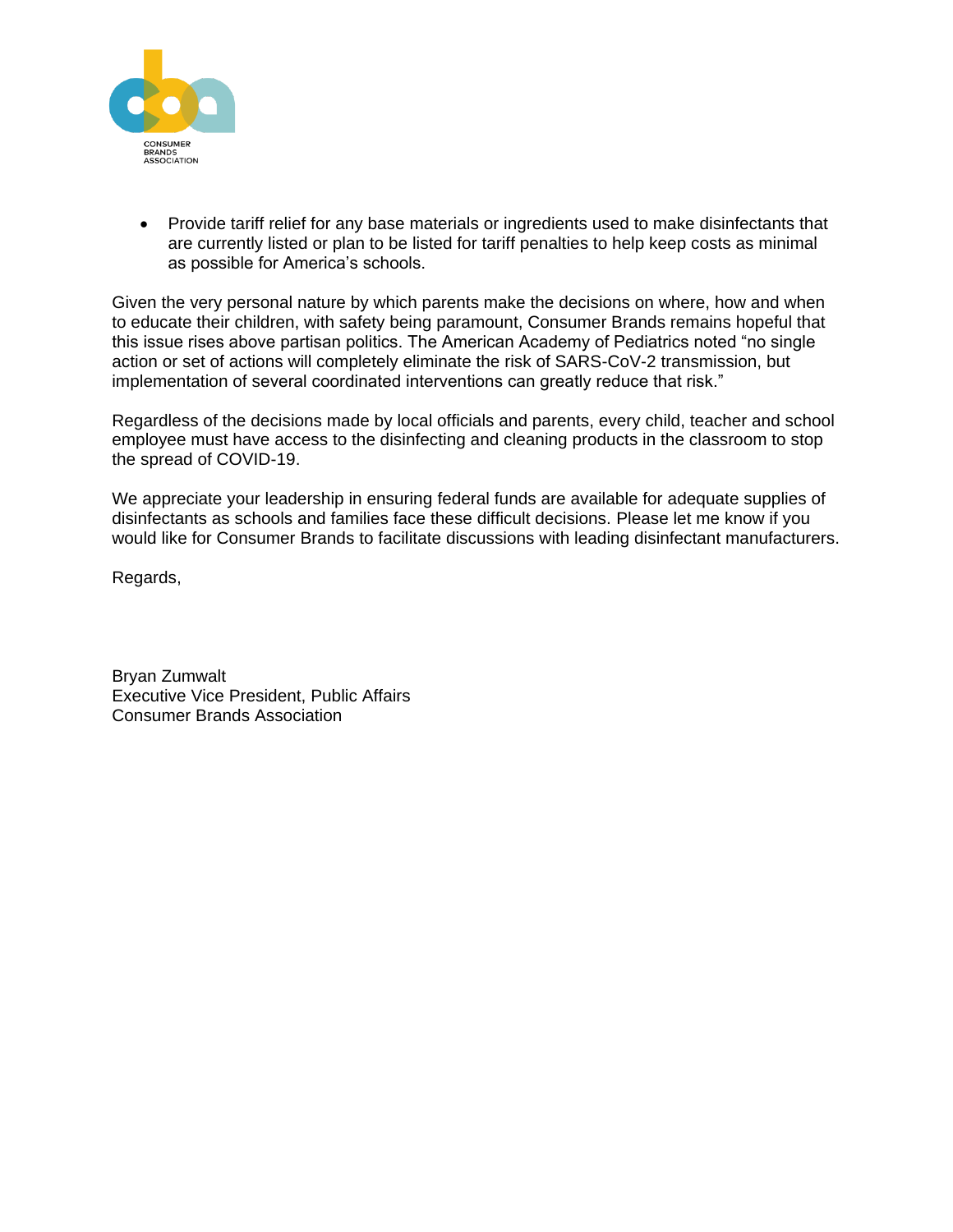- Provide tariff relief for any base materials or ingredients used to make disinfectants that are currently listed or plan to be listed for tariff penalties to help keep costs as minimal as possible for America's schools.

Given the very personal nature by which parents make the decisions on where, how and when to educate their children, with safety being paramount, Consumer Brands remains hopeful that this issue rises above partisan politics. The American Academy of Pediatrics noted "no single action or set of actions will completely eliminate the risk of SARS-CoV-2 transmission, but implementation of several coordinated interventions can greatly reduce that risk."

Regardless of the decisions made by local officials and parents, every child, teacher and school employee must have access to the disinfecting and cleaning products in the classroom to stop the spread of COVID-19.

We appreciate your leadership in ensuring federal funds are available for adequate supplies of disinfectants as schools and families face these difficult decisions. Please let me know if you would like for Consumer Brands to facilitate discussions with leading disinfectant manufacturers.

Regards,

Bryan Zumwalt
Executive Vice President, Public Affairs
Consumer Brands Association